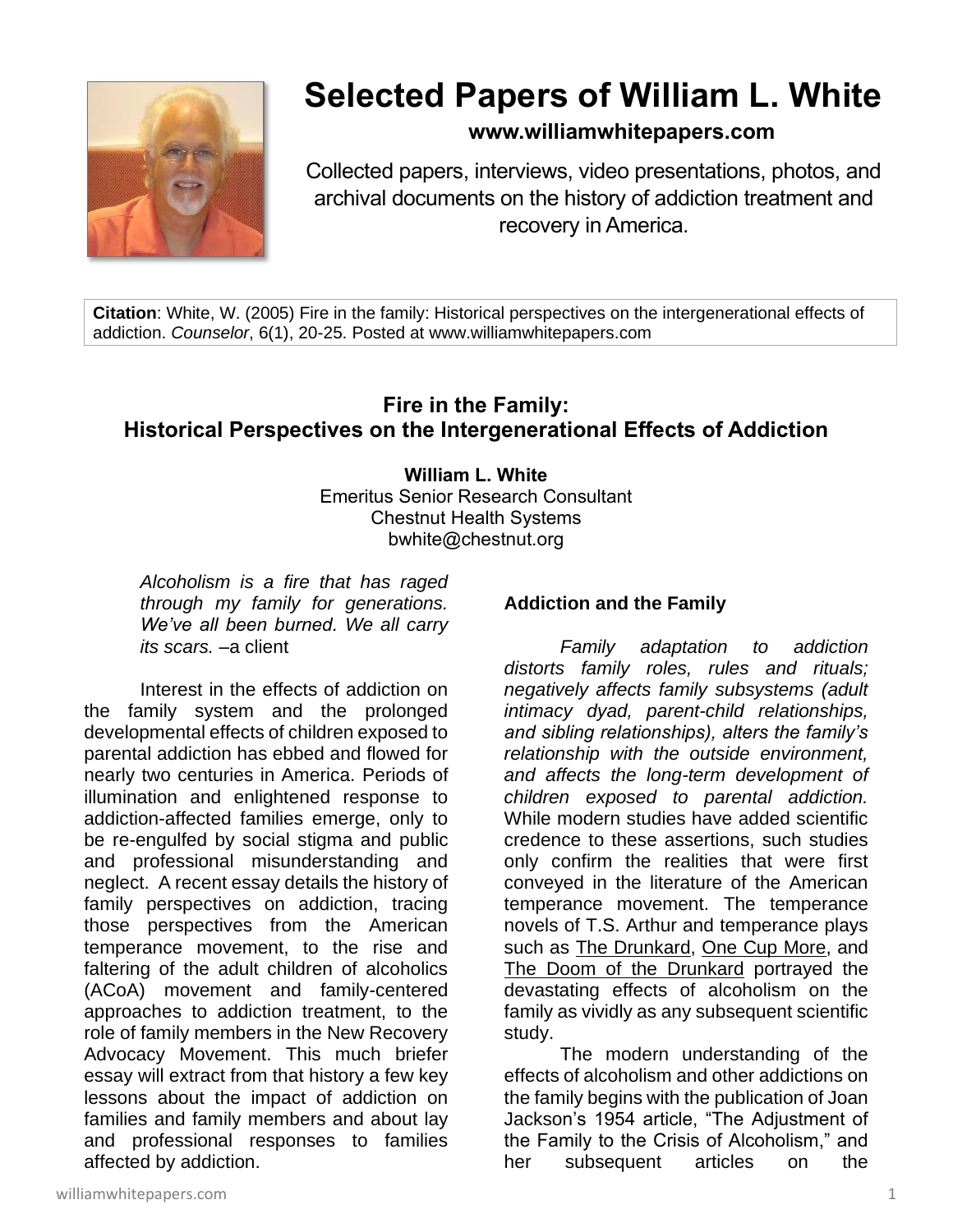# Selected Papers of William L. White

**www.williamwhitepapers.com**

Collected papers, interviews, video presentations, photos, and archival documents on the history of addiction treatment and recovery in America.

**Citation**: White, W. (2005) Fire in the family: Historical perspectives on the intergenerational effects of addiction. *Counselor*, 6(1), 20-25. Posted at www.williamwhitepapers.com

## Fire in the Family: Historical Perspectives on the Intergenerational Effects of Addiction

**William L. White**
Emeritus Senior Research Consultant
Chestnut Health Systems
bwhite@chestnut.org

> *Alcoholism is a fire that has raged through my family for generations. We've all been burned. We all carry its scars.* –a client

Interest in the effects of addiction on the family system and the prolonged developmental effects of children exposed to parental addiction has ebbed and flowed for nearly two centuries in America. Periods of illumination and enlightened response to addiction-affected families emerge, only to be re-engulfed by social stigma and public and professional misunderstanding and neglect. A recent essay details the history of family perspectives on addiction, tracing those perspectives from the American temperance movement, to the rise and faltering of the adult children of alcoholics (ACoA) movement and family-centered approaches to addiction treatment, to the role of family members in the New Recovery Advocacy Movement. This much briefer essay will extract from that history a few key lessons about the impact of addiction on families and family members and about lay and professional responses to families affected by addiction.

### Addiction and the Family

*Family adaptation to addiction distorts family roles, rules and rituals; negatively affects family subsystems (adult intimacy dyad, parent-child relationships, and sibling relationships), alters the family's relationship with the outside environment, and affects the long-term development of children exposed to parental addiction.* While modern studies have added scientific credence to these assertions, such studies only confirm the realities that were first conveyed in the literature of the American temperance movement. The temperance novels of T.S. Arthur and temperance plays such as The Drunkard, One Cup More, and The Doom of the Drunkard portrayed the devastating effects of alcoholism on the family as vividly as any subsequent scientific study.

The modern understanding of the effects of alcoholism and other addictions on the family begins with the publication of Joan Jackson's 1954 article, "The Adjustment of the Family to the Crisis of Alcoholism," and her subsequent articles on the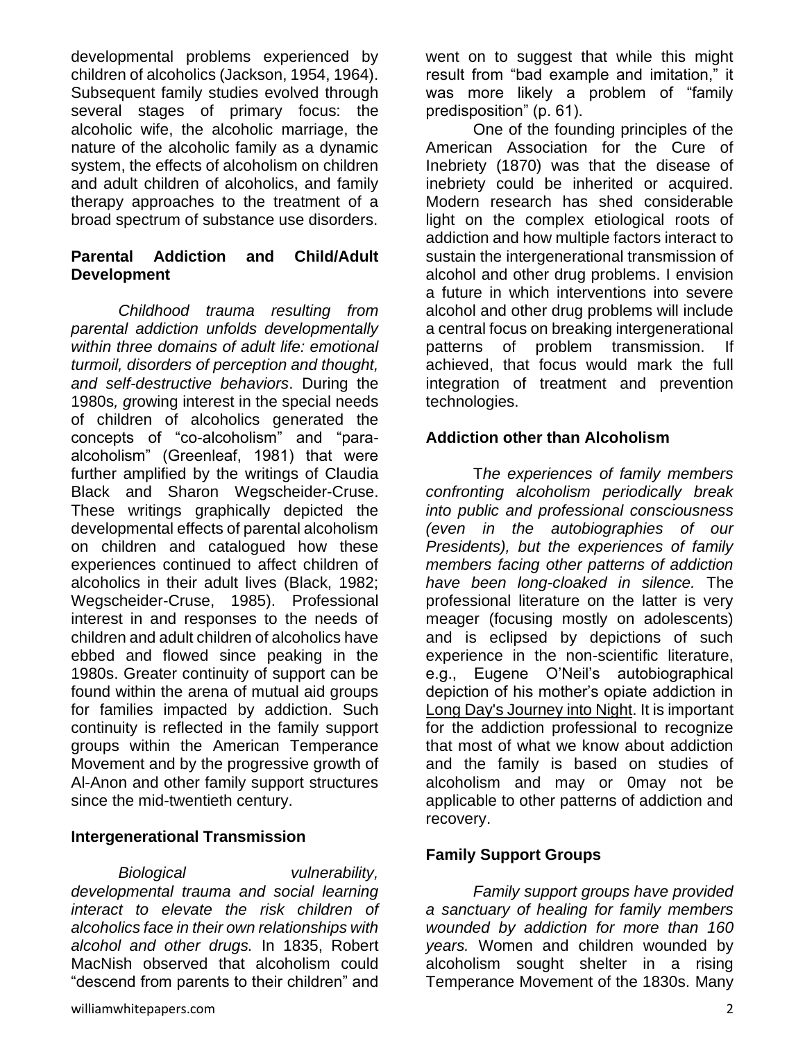developmental problems experienced by children of alcoholics (Jackson, 1954, 1964). Subsequent family studies evolved through several stages of primary focus: the alcoholic wife, the alcoholic marriage, the nature of the alcoholic family as a dynamic system, the effects of alcoholism on children and adult children of alcoholics, and family therapy approaches to the treatment of a broad spectrum of substance use disorders.

**Parental Addiction and Child/Adult Development**

*Childhood trauma resulting from parental addiction unfolds developmentally within three domains of adult life: emotional turmoil, disorders of perception and thought, and self-destructive behaviors*. During the 1980s*, g*rowing interest in the special needs of children of alcoholics generated the concepts of "co-alcoholism" and "para-alcoholism" (Greenleaf, 1981) that were further amplified by the writings of Claudia Black and Sharon Wegscheider-Cruse. These writings graphically depicted the developmental effects of parental alcoholism on children and catalogued how these experiences continued to affect children of alcoholics in their adult lives (Black, 1982; Wegscheider-Cruse, 1985). Professional interest in and responses to the needs of children and adult children of alcoholics have ebbed and flowed since peaking in the 1980s. Greater continuity of support can be found within the arena of mutual aid groups for families impacted by addiction. Such continuity is reflected in the family support groups within the American Temperance Movement and by the progressive growth of Al-Anon and other family support structures since the mid-twentieth century.

**Intergenerational Transmission**

*Biological vulnerability, developmental trauma and social learning interact to elevate the risk children of alcoholics face in their own relationships with alcohol and other drugs.* In 1835, Robert MacNish observed that alcoholism could "descend from parents to their children" and went on to suggest that while this might result from "bad example and imitation," it was more likely a problem of "family predisposition" (p. 61).

One of the founding principles of the American Association for the Cure of Inebriety (1870) was that the disease of inebriety could be inherited or acquired. Modern research has shed considerable light on the complex etiological roots of addiction and how multiple factors interact to sustain the intergenerational transmission of alcohol and other drug problems. I envision a future in which interventions into severe alcohol and other drug problems will include a central focus on breaking intergenerational patterns of problem transmission. If achieved, that focus would mark the full integration of treatment and prevention technologies.

**Addiction other than Alcoholism**

T*he experiences of family members confronting alcoholism periodically break into public and professional consciousness (even in the autobiographies of our Presidents), but the experiences of family members facing other patterns of addiction have been long-cloaked in silence.* The professional literature on the latter is very meager (focusing mostly on adolescents) and is eclipsed by depictions of such experience in the non-scientific literature, e.g., Eugene O'Neil's autobiographical depiction of his mother's opiate addiction in Long Day's Journey into Night. It is important for the addiction professional to recognize that most of what we know about addiction and the family is based on studies of alcoholism and may or 0may not be applicable to other patterns of addiction and recovery.

**Family Support Groups**

*Family support groups have provided a sanctuary of healing for family members wounded by addiction for more than 160 years.* Women and children wounded by alcoholism sought shelter in a rising Temperance Movement of the 1830s. Many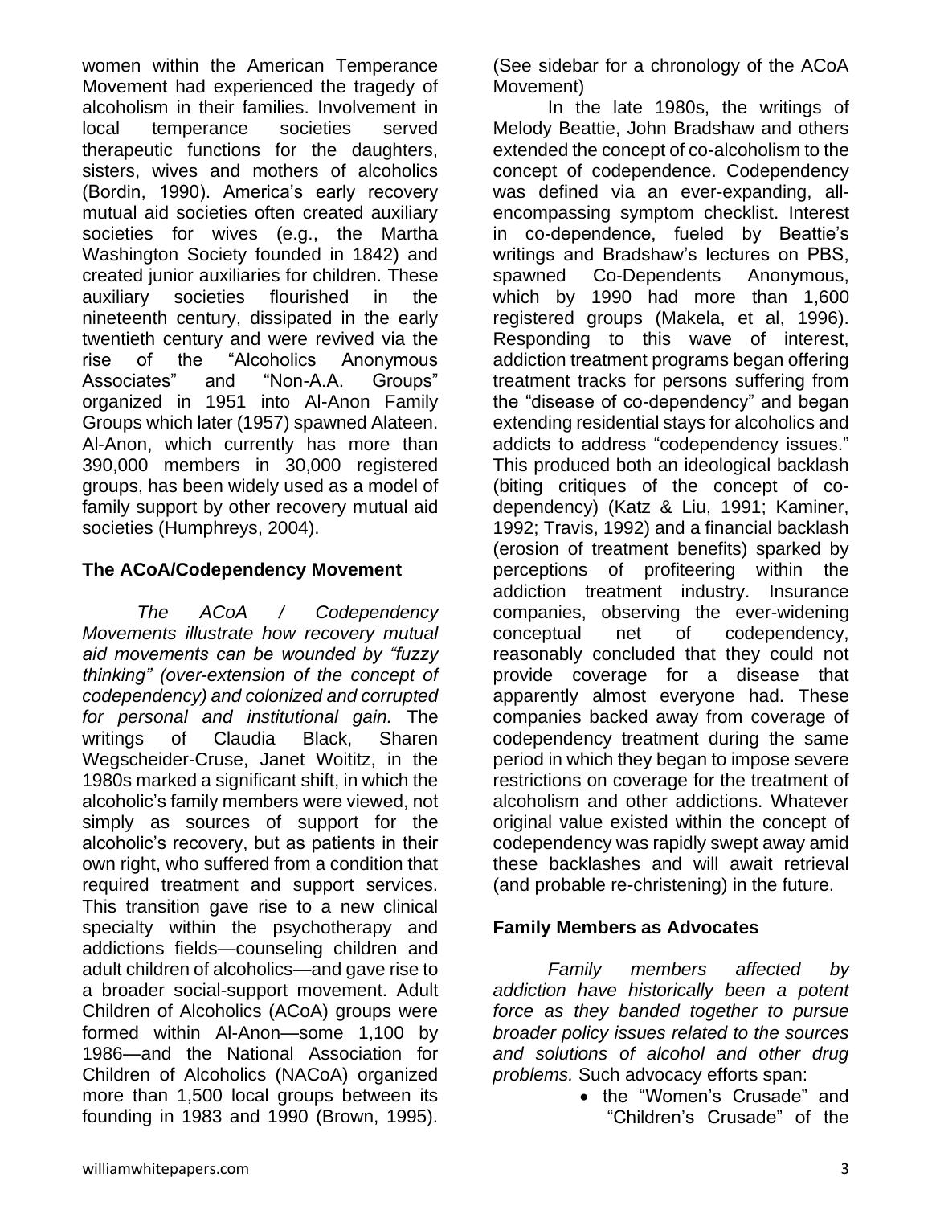women within the American Temperance Movement had experienced the tragedy of alcoholism in their families. Involvement in local temperance societies served therapeutic functions for the daughters, sisters, wives and mothers of alcoholics (Bordin, 1990). America's early recovery mutual aid societies often created auxiliary societies for wives (e.g., the Martha Washington Society founded in 1842) and created junior auxiliaries for children. These auxiliary societies flourished in the nineteenth century, dissipated in the early twentieth century and were revived via the rise of the "Alcoholics Anonymous Associates" and "Non-A.A. Groups" organized in 1951 into Al-Anon Family Groups which later (1957) spawned Alateen. Al-Anon, which currently has more than 390,000 members in 30,000 registered groups, has been widely used as a model of family support by other recovery mutual aid societies (Humphreys, 2004).

### The ACoA/Codependency Movement

*The ACoA / Codependency Movements illustrate how recovery mutual aid movements can be wounded by "fuzzy thinking" (over-extension of the concept of codependency) and colonized and corrupted for personal and institutional gain.* The writings of Claudia Black, Sharen Wegscheider-Cruse, Janet Woititz, in the 1980s marked a significant shift, in which the alcoholic's family members were viewed, not simply as sources of support for the alcoholic's recovery, but as patients in their own right, who suffered from a condition that required treatment and support services. This transition gave rise to a new clinical specialty within the psychotherapy and addictions fields—counseling children and adult children of alcoholics—and gave rise to a broader social-support movement. Adult Children of Alcoholics (ACoA) groups were formed within Al-Anon—some 1,100 by 1986—and the National Association for Children of Alcoholics (NACoA) organized more than 1,500 local groups between its founding in 1983 and 1990 (Brown, 1995). (See sidebar for a chronology of the ACoA Movement)

In the late 1980s, the writings of Melody Beattie, John Bradshaw and others extended the concept of co-alcoholism to the concept of codependence. Codependency was defined via an ever-expanding, all-encompassing symptom checklist. Interest in co-dependence, fueled by Beattie's writings and Bradshaw's lectures on PBS, spawned Co-Dependents Anonymous, which by 1990 had more than 1,600 registered groups (Makela, et al, 1996). Responding to this wave of interest, addiction treatment programs began offering treatment tracks for persons suffering from the "disease of co-dependency" and began extending residential stays for alcoholics and addicts to address "codependency issues." This produced both an ideological backlash (biting critiques of the concept of co-dependency) (Katz & Liu, 1991; Kaminer, 1992; Travis, 1992) and a financial backlash (erosion of treatment benefits) sparked by perceptions of profiteering within the addiction treatment industry. Insurance companies, observing the ever-widening conceptual net of codependency, reasonably concluded that they could not provide coverage for a disease that apparently almost everyone had. These companies backed away from coverage of codependency treatment during the same period in which they began to impose severe restrictions on coverage for the treatment of alcoholism and other addictions. Whatever original value existed within the concept of codependency was rapidly swept away amid these backlashes and will await retrieval (and probable re-christening) in the future.

### Family Members as Advocates

*Family members affected by addiction have historically been a potent force as they banded together to pursue broader policy issues related to the sources and solutions of alcohol and other drug problems.* Such advocacy efforts span:

- the "Women's Crusade" and "Children's Crusade" of the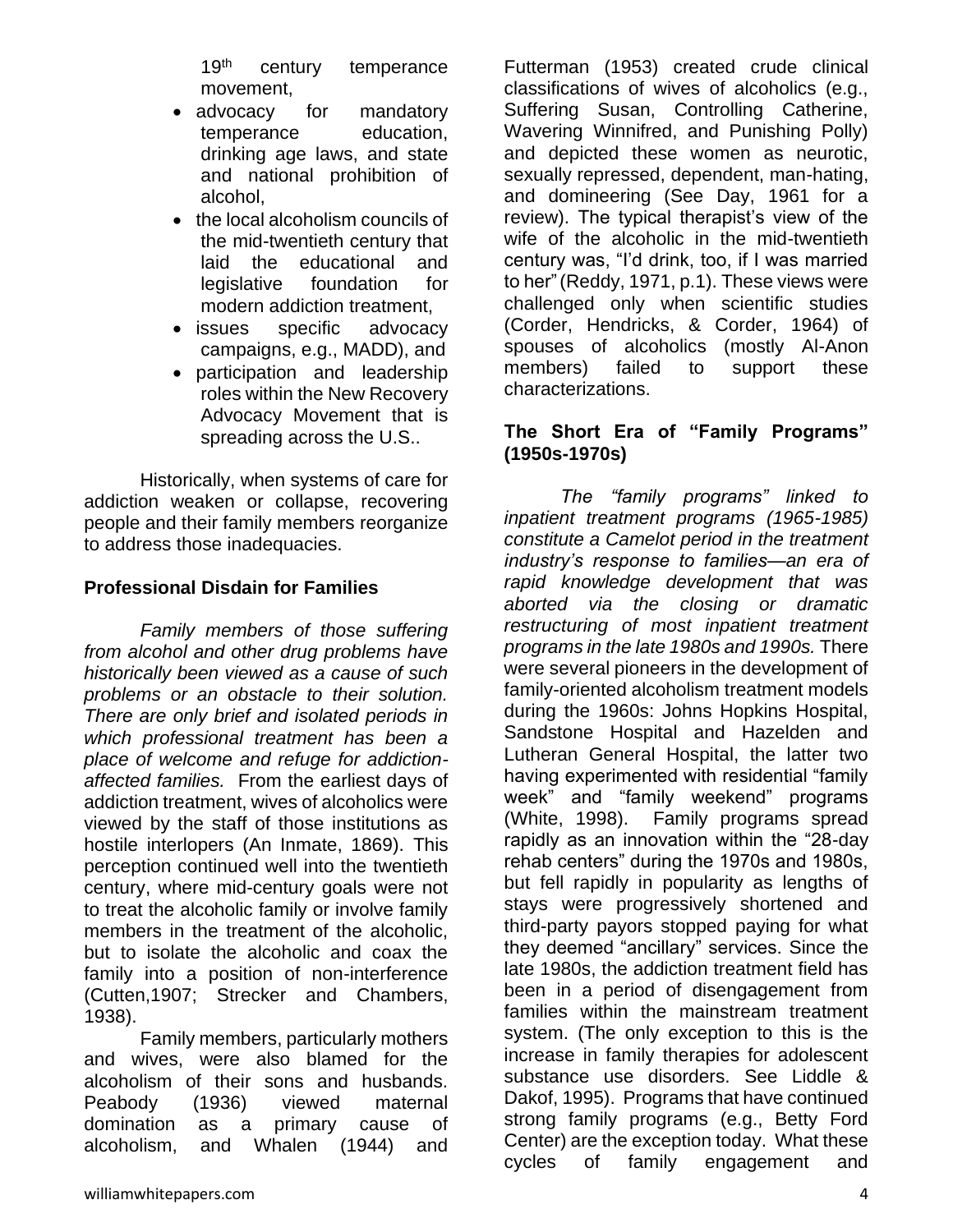19th century temperance movement,

- advocacy for mandatory temperance education, drinking age laws, and state and national prohibition of alcohol,
- the local alcoholism councils of the mid-twentieth century that laid the educational and legislative foundation for modern addiction treatment,
- issues specific advocacy campaigns, e.g., MADD), and
- participation and leadership roles within the New Recovery Advocacy Movement that is spreading across the U.S..

Historically, when systems of care for addiction weaken or collapse, recovering people and their family members reorganize to address those inadequacies.

## Professional Disdain for Families

*Family members of those suffering from alcohol and other drug problems have historically been viewed as a cause of such problems or an obstacle to their solution. There are only brief and isolated periods in which professional treatment has been a place of welcome and refuge for addiction-affected families.* From the earliest days of addiction treatment, wives of alcoholics were viewed by the staff of those institutions as hostile interlopers (An Inmate, 1869). This perception continued well into the twentieth century, where mid-century goals were not to treat the alcoholic family or involve family members in the treatment of the alcoholic, but to isolate the alcoholic and coax the family into a position of non-interference (Cutten,1907; Strecker and Chambers, 1938).

Family members, particularly mothers and wives, were also blamed for the alcoholism of their sons and husbands. Peabody (1936) viewed maternal domination as a primary cause of alcoholism, and Whalen (1944) and Futterman (1953) created crude clinical classifications of wives of alcoholics (e.g., Suffering Susan, Controlling Catherine, Wavering Winnifred, and Punishing Polly) and depicted these women as neurotic, sexually repressed, dependent, man-hating, and domineering (See Day, 1961 for a review). The typical therapist's view of the wife of the alcoholic in the mid-twentieth century was, "I'd drink, too, if I was married to her" (Reddy, 1971, p.1). These views were challenged only when scientific studies (Corder, Hendricks, & Corder, 1964) of spouses of alcoholics (mostly Al-Anon members) failed to support these characterizations.

## The Short Era of "Family Programs" (1950s-1970s)

*The "family programs" linked to inpatient treatment programs (1965-1985) constitute a Camelot period in the treatment industry's response to families—an era of rapid knowledge development that was aborted via the closing or dramatic restructuring of most inpatient treatment programs in the late 1980s and 1990s.* There were several pioneers in the development of family-oriented alcoholism treatment models during the 1960s: Johns Hopkins Hospital, Sandstone Hospital and Hazelden and Lutheran General Hospital, the latter two having experimented with residential "family week" and "family weekend" programs (White, 1998). Family programs spread rapidly as an innovation within the "28-day rehab centers" during the 1970s and 1980s, but fell rapidly in popularity as lengths of stays were progressively shortened and third-party payors stopped paying for what they deemed "ancillary" services. Since the late 1980s, the addiction treatment field has been in a period of disengagement from families within the mainstream treatment system. (The only exception to this is the increase in family therapies for adolescent substance use disorders. See Liddle & Dakof, 1995). Programs that have continued strong family programs (e.g., Betty Ford Center) are the exception today. What these cycles of family engagement and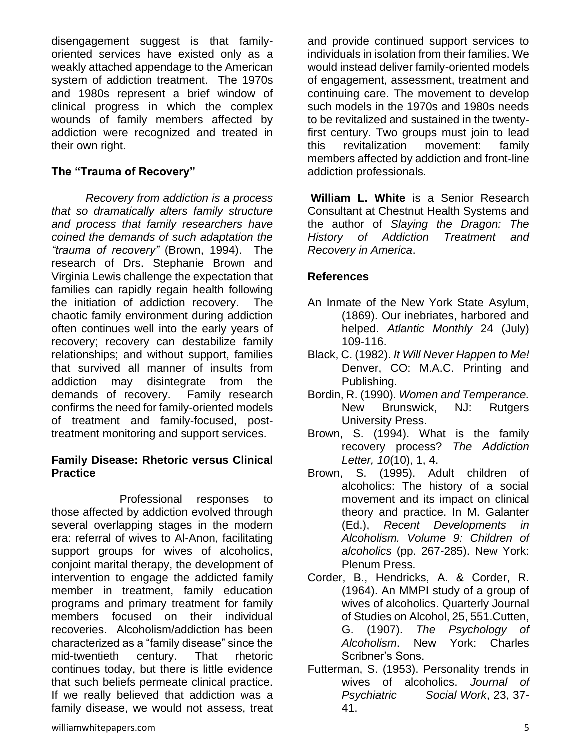disengagement suggest is that family-oriented services have existed only as a weakly attached appendage to the American system of addiction treatment. The 1970s and 1980s represent a brief window of clinical progress in which the complex wounds of family members affected by addiction were recognized and treated in their own right.

### The "Trauma of Recovery"

*Recovery from addiction is a process that so dramatically alters family structure and process that family researchers have coined the demands of such adaptation the "trauma of recovery"* (Brown, 1994). The research of Drs. Stephanie Brown and Virginia Lewis challenge the expectation that families can rapidly regain health following the initiation of addiction recovery. The chaotic family environment during addiction often continues well into the early years of recovery; recovery can destabilize family relationships; and without support, families that survived all manner of insults from addiction may disintegrate from the demands of recovery. Family research confirms the need for family-oriented models of treatment and family-focused, post-treatment monitoring and support services.

### Family Disease: Rhetoric versus Clinical Practice

Professional responses to those affected by addiction evolved through several overlapping stages in the modern era: referral of wives to Al-Anon, facilitating support groups for wives of alcoholics, conjoint marital therapy, the development of intervention to engage the addicted family member in treatment, family education programs and primary treatment for family members focused on their individual recoveries. Alcoholism/addiction has been characterized as a "family disease" since the mid-twentieth century. That rhetoric continues today, but there is little evidence that such beliefs permeate clinical practice. If we really believed that addiction was a family disease, we would not assess, treat and provide continued support services to individuals in isolation from their families. We would instead deliver family-oriented models of engagement, assessment, treatment and continuing care. The movement to develop such models in the 1970s and 1980s needs to be revitalized and sustained in the twenty-first century. Two groups must join to lead this revitalization movement: family members affected by addiction and front-line addiction professionals.

**William L. White** is a Senior Research Consultant at Chestnut Health Systems and the author of *Slaying the Dragon: The History of Addiction Treatment and Recovery in America*.

### References

An Inmate of the New York State Asylum, (1869). Our inebriates, harbored and helped. *Atlantic Monthly* 24 (July) 109-116.

Black, C. (1982). *It Will Never Happen to Me!* Denver, CO: M.A.C. Printing and Publishing.

Bordin, R. (1990). *Women and Temperance.* New Brunswick, NJ: Rutgers University Press.

Brown, S. (1994). What is the family recovery process? *The Addiction Letter, 10*(10), 1, 4.

Brown, S. (1995). Adult children of alcoholics: The history of a social movement and its impact on clinical theory and practice. In M. Galanter (Ed.), *Recent Developments in Alcoholism. Volume 9: Children of alcoholics* (pp. 267-285). New York: Plenum Press.

Corder, B., Hendricks, A. & Corder, R. (1964). An MMPI study of a group of wives of alcoholics. Quarterly Journal of Studies on Alcohol, 25, 551.Cutten, G. (1907). *The Psychology of Alcoholism*. New York: Charles Scribner's Sons.

Futterman, S. (1953). Personality trends in wives of alcoholics. *Journal of Psychiatric Social Work*, 23, 37-41.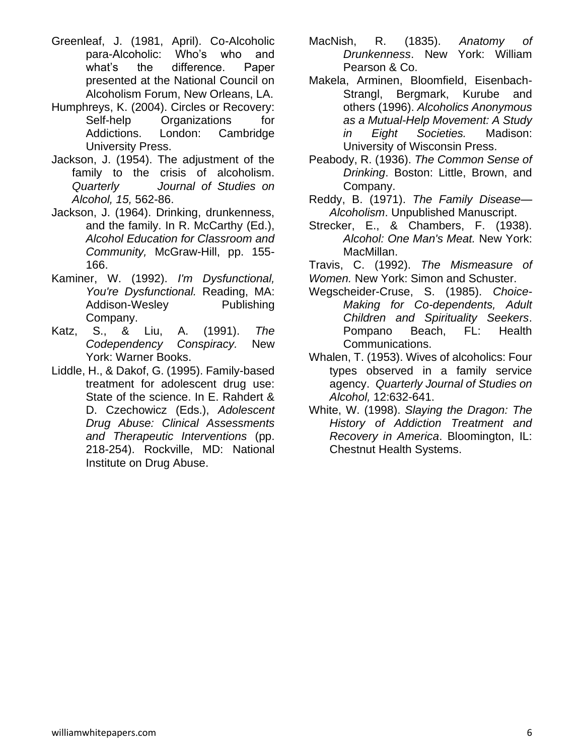Greenleaf, J. (1981, April). Co-Alcoholic para-Alcoholic: Who's who and what's the difference. Paper presented at the National Council on Alcoholism Forum, New Orleans, LA.

Humphreys, K. (2004). Circles or Recovery: Self-help Organizations for Addictions. London: Cambridge University Press.

Jackson, J. (1954). The adjustment of the family to the crisis of alcoholism. *Quarterly Journal of Studies on Alcohol, 15,* 562-86.

Jackson, J. (1964). Drinking, drunkenness, and the family. In R. McCarthy (Ed.), *Alcohol Education for Classroom and Community,* McGraw-Hill, pp. 155-166.

Kaminer, W. (1992). *I'm Dysfunctional, You're Dysfunctional.* Reading, MA: Addison-Wesley Publishing Company.

Katz, S., & Liu, A. (1991). *The Codependency Conspiracy.* New York: Warner Books.

Liddle, H., & Dakof, G. (1995). Family-based treatment for adolescent drug use: State of the science. In E. Rahdert & D. Czechowicz (Eds.), *Adolescent Drug Abuse: Clinical Assessments and Therapeutic Interventions* (pp. 218-254). Rockville, MD: National Institute on Drug Abuse.

MacNish, R. (1835). *Anatomy of Drunkenness*. New York: William Pearson & Co.

Makela, Arminen, Bloomfield, Eisenbach-Strangl, Bergmark, Kurube and others (1996). *Alcoholics Anonymous as a Mutual-Help Movement: A Study in Eight Societies.* Madison: University of Wisconsin Press.

Peabody, R. (1936). *The Common Sense of Drinking*. Boston: Little, Brown, and Company.

Reddy, B. (1971). *The Family Disease—Alcoholism*. Unpublished Manuscript.

Strecker, E., & Chambers, F. (1938). *Alcohol: One Man's Meat.* New York: MacMillan.

Travis, C. (1992). *The Mismeasure of Women.* New York: Simon and Schuster.

Wegscheider-Cruse, S. (1985). *Choice-Making for Co-dependents, Adult Children and Spirituality Seekers*. Pompano Beach, FL: Health Communications.

Whalen, T. (1953). Wives of alcoholics: Four types observed in a family service agency. *Quarterly Journal of Studies on Alcohol,* 12:632-641.

White, W. (1998). *Slaying the Dragon: The History of Addiction Treatment and Recovery in America*. Bloomington, IL: Chestnut Health Systems.